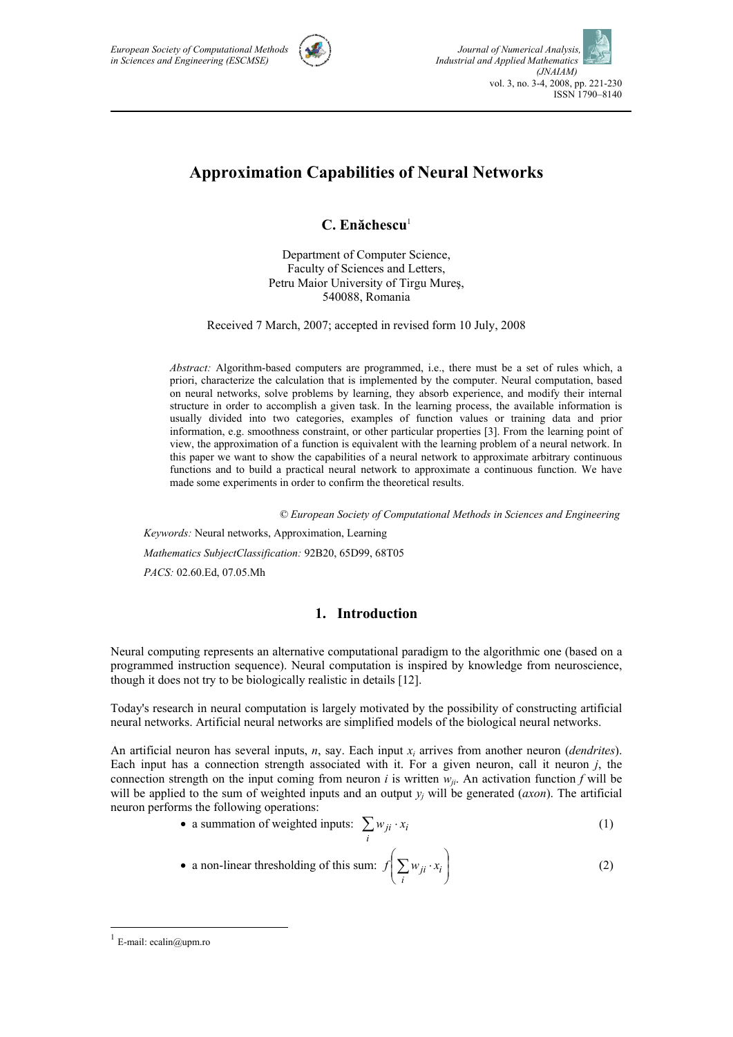# Approximation Capabilities of Neural Networks

**C. Enăchescu**[1]

Department of Computer Science,
Faculty of Sciences and Letters,
Petru Maior University of Tirgu Mureş,
540088, Romania

Received 7 March, 2007; accepted in revised form 10 July, 2008

*Abstract:* Algorithm-based computers are programmed, i.e., there must be a set of rules which, a priori, characterize the calculation that is implemented by the computer. Neural computation, based on neural networks, solve problems by learning, they absorb experience, and modify their internal structure in order to accomplish a given task. In the learning process, the available information is usually divided into two categories, examples of function values or training data and prior information, e.g. smoothness constraint, or other particular properties [3]. From the learning point of view, the approximation of a function is equivalent with the learning problem of a neural network. In this paper we want to show the capabilities of a neural network to approximate arbitrary continuous functions and to build a practical neural network to approximate a continuous function. We have made some experiments in order to confirm the theoretical results.

*© European Society of Computational Methods in Sciences and Engineering*

*Keywords:* Neural networks, Approximation, Learning

*Mathematics SubjectClassification:* 92B20, 65D99, 68T05

*PACS:* 02.60.Ed, 07.05.Mh

## 1. Introduction

Neural computing represents an alternative computational paradigm to the algorithmic one (based on a programmed instruction sequence). Neural computation is inspired by knowledge from neuroscience, though it does not try to be biologically realistic in details [12].

Today's research in neural computation is largely motivated by the possibility of constructing artificial neural networks. Artificial neural networks are simplified models of the biological neural networks.

An artificial neuron has several inputs, $n$, say. Each input $x_i$ arrives from another neuron (*dendrites*). Each input has a connection strength associated with it. For a given neuron, call it neuron $j$, the connection strength on the input coming from neuron $i$ is written $w_{ji}$. An activation function $f$ will be will be applied to the sum of weighted inputs and an output $y_j$ will be generated (*axon*). The artificial neuron performs the following operations:

- a summation of weighted inputs: $\sum_i w_{ji} \cdot x_i$ (1)

- a non-linear thresholding of this sum: $f\left(\sum_i w_{ji} \cdot x_i\right)$ (2)

[1] E-mail: ecalin@upm.ro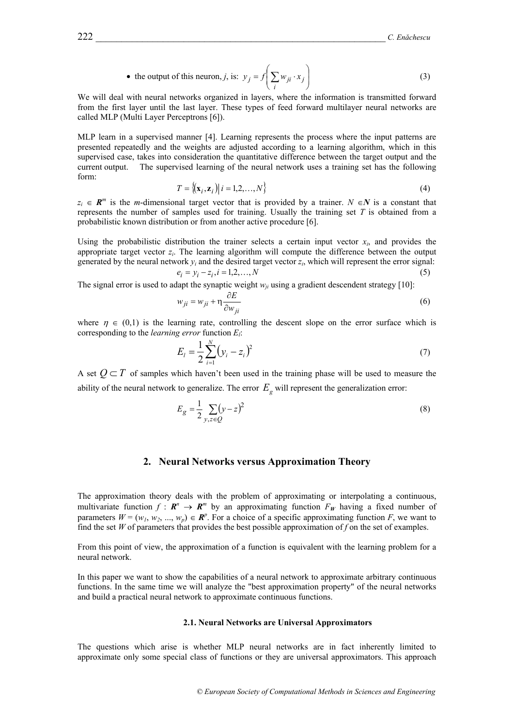- the output of this neuron, $j$, is: $y_j = f\left(\sum_i w_{ji} \cdot x_j\right)$ (3)

We will deal with neural networks organized in layers, where the information is transmitted forward from the first layer until the last layer. These types of feed forward multilayer neural networks are called MLP (Multi Layer Perceptrons [6]).

MLP learn in a supervised manner [4]. Learning represents the process where the input patterns are presented repeatedly and the weights are adjusted according to a learning algorithm, which in this supervised case, takes into consideration the quantitative difference between the target output and the current output. The supervised learning of the neural network uses a training set has the following form:

$$T = \{(\mathbf{x}_i, \mathbf{z}_i) \mid i = 1, 2, \ldots, N\} \tag{4}$$

$z_i \in \mathbf{R}^m$ is the $m$-dimensional target vector that is provided by a trainer. $N \in \mathbf{N}$ is a constant that represents the number of samples used for training. Usually the training set $T$ is obtained from a probabilistic known distribution or from another active procedure [6].

Using the probabilistic distribution the trainer selects a certain input vector $x_i$, and provides the appropriate target vector $z_i$. The learning algorithm will compute the difference between the output generated by the neural network $y_i$ and the desired target vector $z_i$, which will represent the error signal:

$$e_i = y_i - z_i, i = 1, 2, \ldots, N \tag{5}$$

The signal error is used to adapt the synaptic weight $w_{ji}$ using a gradient descendent strategy [10]:

$$w_{ji} = w_{ji} + \eta \frac{\partial E}{\partial w_{ji}} \tag{6}$$

where $\eta \in (0,1)$ is the learning rate, controlling the descent slope on the error surface which is corresponding to the *learning error* function $E_l$:

$$E_l = \frac{1}{2} \sum_{i=1}^{N} (y_i - z_i)^2 \tag{7}$$

A set $Q \subset T$ of samples which haven't been used in the training phase will be used to measure the ability of the neural network to generalize. The error $E_g$ will represent the generalization error:

$$E_g = \frac{1}{2} \sum_{y,z \in Q} (y - z)^2 \tag{8}$$

## 2. Neural Networks versus Approximation Theory

The approximation theory deals with the problem of approximating or interpolating a continuous, multivariate function $f : \mathbf{R}^n \to \mathbf{R}^m$ by an approximating function $F_W$ having a fixed number of parameters $W = (w_1, w_2, ..., w_p) \in \mathbf{R}^p$. For a choice of a specific approximating function $F$, we want to find the set $W$ of parameters that provides the best possible approximation of $f$ on the set of examples.

From this point of view, the approximation of a function is equivalent with the learning problem for a neural network.

In this paper we want to show the capabilities of a neural network to approximate arbitrary continuous functions. In the same time we will analyze the "best approximation property" of the neural networks and build a practical neural network to approximate continuous functions.

### 2.1. Neural Networks are Universal Approximators

The questions which arise is whether MLP neural networks are in fact inherently limited to approximate only some special class of functions or they are universal approximators. This approach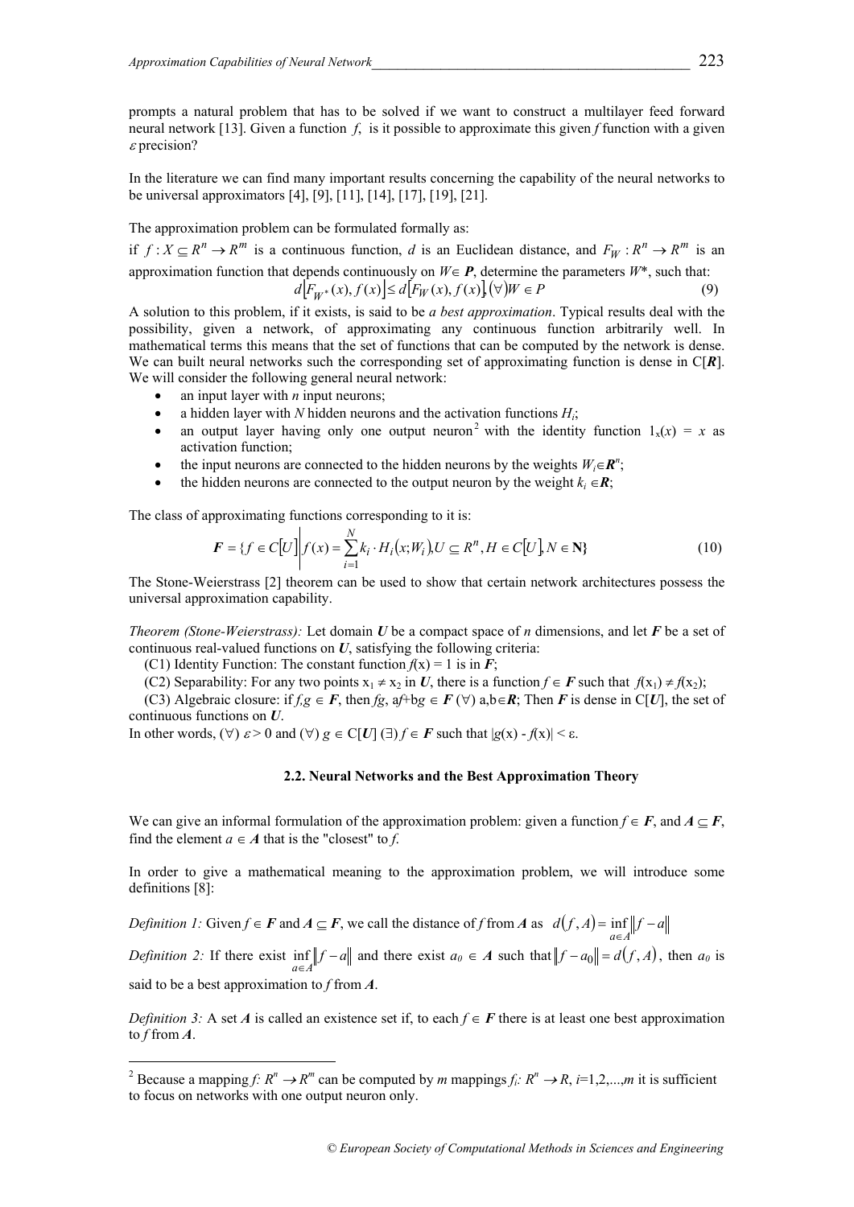prompts a natural problem that has to be solved if we want to construct a multilayer feed forward neural network [13]. Given a function $f$, is it possible to approximate this given $f$ function with a given $\varepsilon$ precision?

In the literature we can find many important results concerning the capability of the neural networks to be universal approximators [4], [9], [11], [14], [17], [19], [21].

The approximation problem can be formulated formally as:

if $f: X \subseteq R^n \to R^m$ is a continuous function, $d$ is an Euclidean distance, and $F_W: R^n \to R^m$ is an approximation function that depends continuously on $W \in \boldsymbol{P}$, determine the parameters $W^*$, such that:

$$d\left[F_{W^*}(x), f(x)\right] \leq d\left[F_W(x), f(x)\right], (\forall) W \in P \tag{9}$$

A solution to this problem, if it exists, is said to be *a best approximation*. Typical results deal with the possibility, given a network, of approximating any continuous function arbitrarily well. In mathematical terms this means that the set of functions that can be computed by the network is dense. We can built neural networks such the corresponding set of approximating function is dense in C[$\boldsymbol{R}$]. We will consider the following general neural network:

- an input layer with $n$ input neurons;
- a hidden layer with $N$ hidden neurons and the activation functions $H_i$;
- an output layer having only one output neuron[2] with the identity function $1_x(x) = x$ as activation function;
- the input neurons are connected to the hidden neurons by the weights $W_i \in \boldsymbol{R}^n$;
- the hidden neurons are connected to the output neuron by the weight $k_i \in \boldsymbol{R}$;

The class of approximating functions corresponding to it is:

$$\boldsymbol{F} = \{ f \in C[U] \left| f(x) = \sum_{i=1}^{N} k_i \cdot H_i(x; W_i), U \subseteq R^n, H \in C[U], N \in \mathbf{N} \right\} \tag{10}$$

The Stone-Weierstrass [2] theorem can be used to show that certain network architectures possess the universal approximation capability.

*Theorem (Stone-Weierstrass):* Let domain $\boldsymbol{U}$ be a compact space of $n$ dimensions, and let $\boldsymbol{F}$ be a set of continuous real-valued functions on $\boldsymbol{U}$, satisfying the following criteria:

(C1) Identity Function: The constant function $f(x) = 1$ is in $\boldsymbol{F}$;

(C2) Separability: For any two points $x_1 \neq x_2$ in $\boldsymbol{U}$, there is a function $f \in \boldsymbol{F}$ such that $f(x_1) \neq f(x_2)$;

(C3) Algebraic closure: if $f, g \in \boldsymbol{F}$, then $fg$, $af+bg \in \boldsymbol{F}$ $(\forall)$ $a,b \in \boldsymbol{R}$; Then $\boldsymbol{F}$ is dense in C[$\boldsymbol{U}$], the set of continuous functions on $\boldsymbol{U}$.

In other words, $(\forall)$ $\varepsilon > 0$ and $(\forall)$ $g \in C[\boldsymbol{U}]$ $(\exists)$ $f \in \boldsymbol{F}$ such that $|g(x) - f(x)| < \varepsilon$.

### 2.2. Neural Networks and the Best Approximation Theory

We can give an informal formulation of the approximation problem: given a function $f \in \boldsymbol{F}$, and $\boldsymbol{A} \subseteq \boldsymbol{F}$, find the element $a \in \boldsymbol{A}$ that is the "closest" to $f$.

In order to give a mathematical meaning to the approximation problem, we will introduce some definitions [8]:

*Definition 1:* Given $f \in \boldsymbol{F}$ and $\boldsymbol{A} \subseteq \boldsymbol{F}$, we call the distance of $f$ from $\boldsymbol{A}$ as $d(f, A) = \inf_{a \in A} \|f - a\|$

*Definition 2:* If there exist $\inf_{a \in A} \|f - a\|$ and there exist $a_0 \in \boldsymbol{A}$ such that $\|f - a_0\| = d(f, A)$, then $a_0$ is said to be a best approximation to $f$ from $\boldsymbol{A}$.

*Definition 3:* A set $\boldsymbol{A}$ is called an existence set if, to each $f \in \boldsymbol{F}$ there is at least one best approximation to $f$ from $\boldsymbol{A}$.

---

[2] Because a mapping $f: R^n \to R^m$ can be computed by $m$ mappings $f_i: R^n \to R$, $i=1,2,...,m$ it is sufficient to focus on networks with one output neuron only.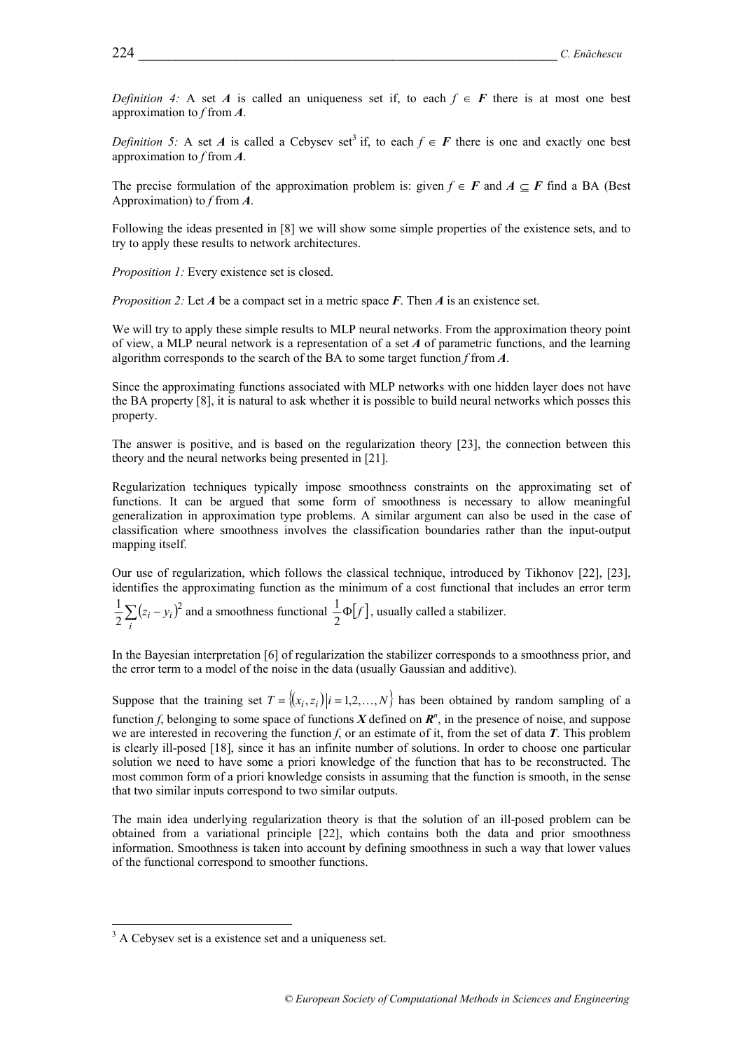*Definition 4:* A set $\boldsymbol{A}$ is called an uniqueness set if, to each $f \in \boldsymbol{F}$ there is at most one best approximation to $f$ from $\boldsymbol{A}$.

*Definition 5:* A set $\boldsymbol{A}$ is called a Cebysev set[3] if, to each $f \in \boldsymbol{F}$ there is one and exactly one best approximation to $f$ from $\boldsymbol{A}$.

The precise formulation of the approximation problem is: given $f \in \boldsymbol{F}$ and $\boldsymbol{A} \subseteq \boldsymbol{F}$ find a BA (Best Approximation) to $f$ from $\boldsymbol{A}$.

Following the ideas presented in [8] we will show some simple properties of the existence sets, and to try to apply these results to network architectures.

*Proposition 1:* Every existence set is closed.

*Proposition 2:* Let $\boldsymbol{A}$ be a compact set in a metric space $\boldsymbol{F}$. Then $\boldsymbol{A}$ is an existence set.

We will try to apply these simple results to MLP neural networks. From the approximation theory point of view, a MLP neural network is a representation of a set $\boldsymbol{A}$ of parametric functions, and the learning algorithm corresponds to the search of the BA to some target function $f$ from $\boldsymbol{A}$.

Since the approximating functions associated with MLP networks with one hidden layer does not have the BA property [8], it is natural to ask whether it is possible to build neural networks which posses this property.

The answer is positive, and is based on the regularization theory [23], the connection between this theory and the neural networks being presented in [21].

Regularization techniques typically impose smoothness constraints on the approximating set of functions. It can be argued that some form of smoothness is necessary to allow meaningful generalization in approximation type problems. A similar argument can also be used in the case of classification where smoothness involves the classification boundaries rather than the input-output mapping itself.

Our use of regularization, which follows the classical technique, introduced by Tikhonov [22], [23], identifies the approximating function as the minimum of a cost functional that includes an error term $\frac{1}{2}\sum_i (z_i - y_i)^2$ and a smoothness functional $\frac{1}{2}\Phi[f]$, usually called a stabilizer.

In the Bayesian interpretation [6] of regularization the stabilizer corresponds to a smoothness prior, and the error term to a model of the noise in the data (usually Gaussian and additive).

Suppose that the training set $T = \{(x_i, z_i) | i = 1,2,\ldots,N\}$ has been obtained by random sampling of a function $f$, belonging to some space of functions $\boldsymbol{X}$ defined on $\boldsymbol{R}^n$, in the presence of noise, and suppose we are interested in recovering the function $f$, or an estimate of it, from the set of data $\boldsymbol{T}$. This problem is clearly ill-posed [18], since it has an infinite number of solutions. In order to choose one particular solution we need to have some a priori knowledge of the function that has to be reconstructed. The most common form of a priori knowledge consists in assuming that the function is smooth, in the sense that two similar inputs correspond to two similar outputs.

The main idea underlying regularization theory is that the solution of an ill-posed problem can be obtained from a variational principle [22], which contains both the data and prior smoothness information. Smoothness is taken into account by defining smoothness in such a way that lower values of the functional correspond to smoother functions.

[3] A Cebysev set is a existence set and a uniqueness set.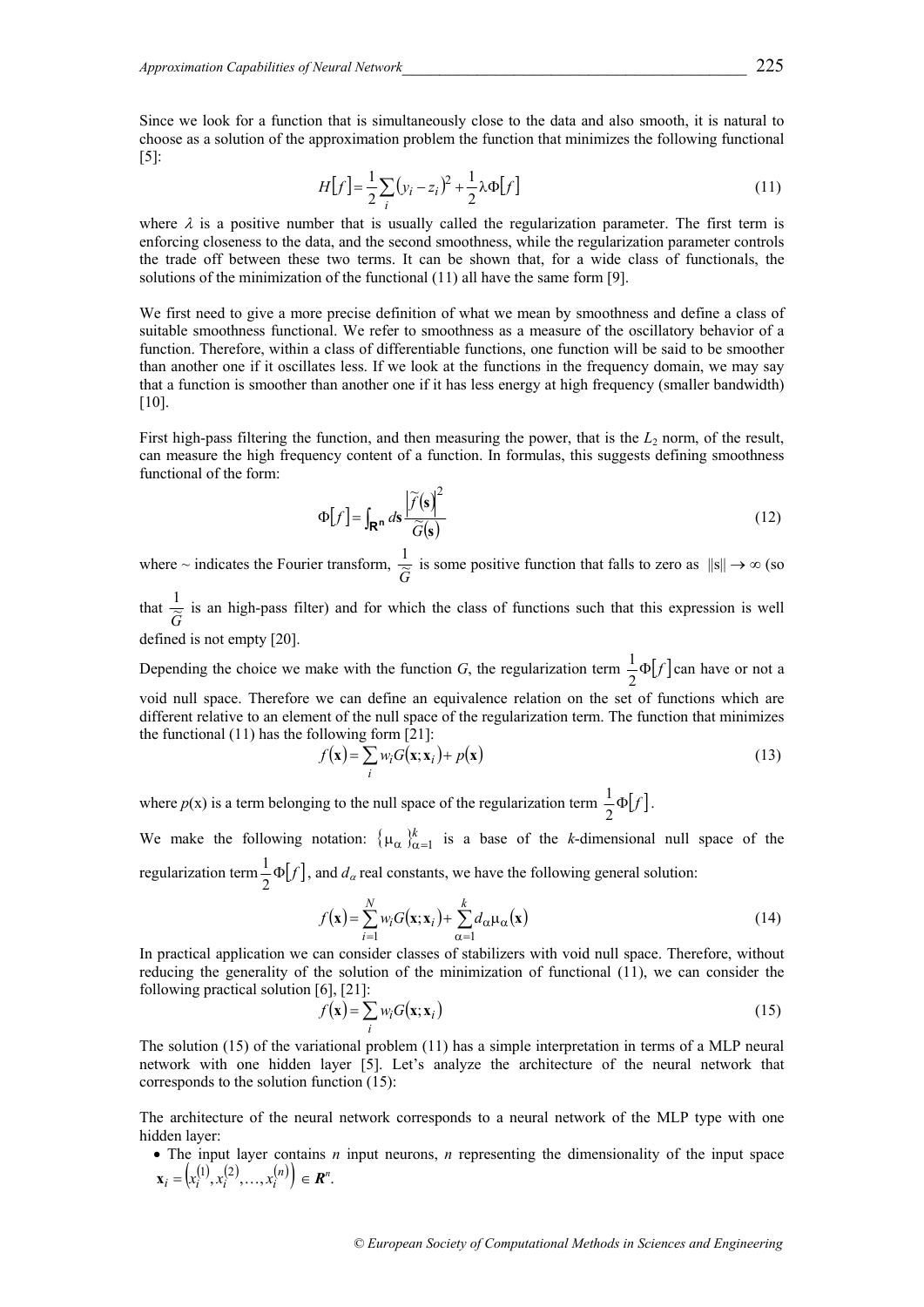Since we look for a function that is simultaneously close to the data and also smooth, it is natural to choose as a solution of the approximation problem the function that minimizes the following functional [5]:

$$H[f] = \frac{1}{2}\sum_i (y_i - z_i)^2 + \frac{1}{2}\lambda\Phi[f] \tag{11}$$

where $\lambda$ is a positive number that is usually called the regularization parameter. The first term is enforcing closeness to the data, and the second smoothness, while the regularization parameter controls the trade off between these two terms. It can be shown that, for a wide class of functionals, the solutions of the minimization of the functional (11) all have the same form [9].

We first need to give a more precise definition of what we mean by smoothness and define a class of suitable smoothness functional. We refer to smoothness as a measure of the oscillatory behavior of a function. Therefore, within a class of differentiable functions, one function will be said to be smoother than another one if it oscillates less. If we look at the functions in the frequency domain, we may say that a function is smoother than another one if it has less energy at high frequency (smaller bandwidth) [10].

First high-pass filtering the function, and then measuring the power, that is the $L_2$ norm, of the result, can measure the high frequency content of a function. In formulas, this suggests defining smoothness functional of the form:

$$\Phi[f] = \int_{\mathbf{R}^n} d\mathbf{s} \frac{\left|\tilde{f}(\mathbf{s})\right|^2}{\tilde{G}(\mathbf{s})} \tag{12}$$

where ~ indicates the Fourier transform, $\frac{1}{\tilde{G}}$ is some positive function that falls to zero as $\|s\| \to \infty$ (so that $\frac{1}{\tilde{G}}$ is an high-pass filter) and for which the class of functions such that this expression is well defined is not empty [20].

Depending the choice we make with the function $G$, the regularization term $\frac{1}{2}\Phi[f]$ can have or not a void null space. Therefore we can define an equivalence relation on the set of functions which are different relative to an element of the null space of the regularization term. The function that minimizes the functional (11) has the following form [21]:

$$f(\mathbf{x}) = \sum_i w_i G(\mathbf{x}; \mathbf{x}_i) + p(\mathbf{x}) \tag{13}$$

where $p(\mathbf{x})$ is a term belonging to the null space of the regularization term $\frac{1}{2}\Phi[f]$.

We make the following notation: $\{\mu_\alpha\}_{\alpha=1}^{k}$ is a base of the $k$-dimensional null space of the regularization term $\frac{1}{2}\Phi[f]$, and $d_\alpha$ real constants, we have the following general solution:

$$f(\mathbf{x}) = \sum_{i=1}^{N} w_i G(\mathbf{x}; \mathbf{x}_i) + \sum_{\alpha=1}^{k} d_\alpha \mu_\alpha(\mathbf{x}) \tag{14}$$

In practical application we can consider classes of stabilizers with void null space. Therefore, without reducing the generality of the solution of the minimization of functional (11), we can consider the following practical solution [6], [21]:

$$f(\mathbf{x}) = \sum_i w_i G(\mathbf{x}; \mathbf{x}_i) \tag{15}$$

The solution (15) of the variational problem (11) has a simple interpretation in terms of a MLP neural network with one hidden layer [5]. Let's analyze the architecture of the neural network that corresponds to the solution function (15):

The architecture of the neural network corresponds to a neural network of the MLP type with one hidden layer:

- The input layer contains $n$ input neurons, $n$ representing the dimensionality of the input space $\mathbf{x}_i = \left(x_i^{(1)}, x_i^{(2)}, \ldots, x_i^{(n)}\right) \in \boldsymbol{R}^n$.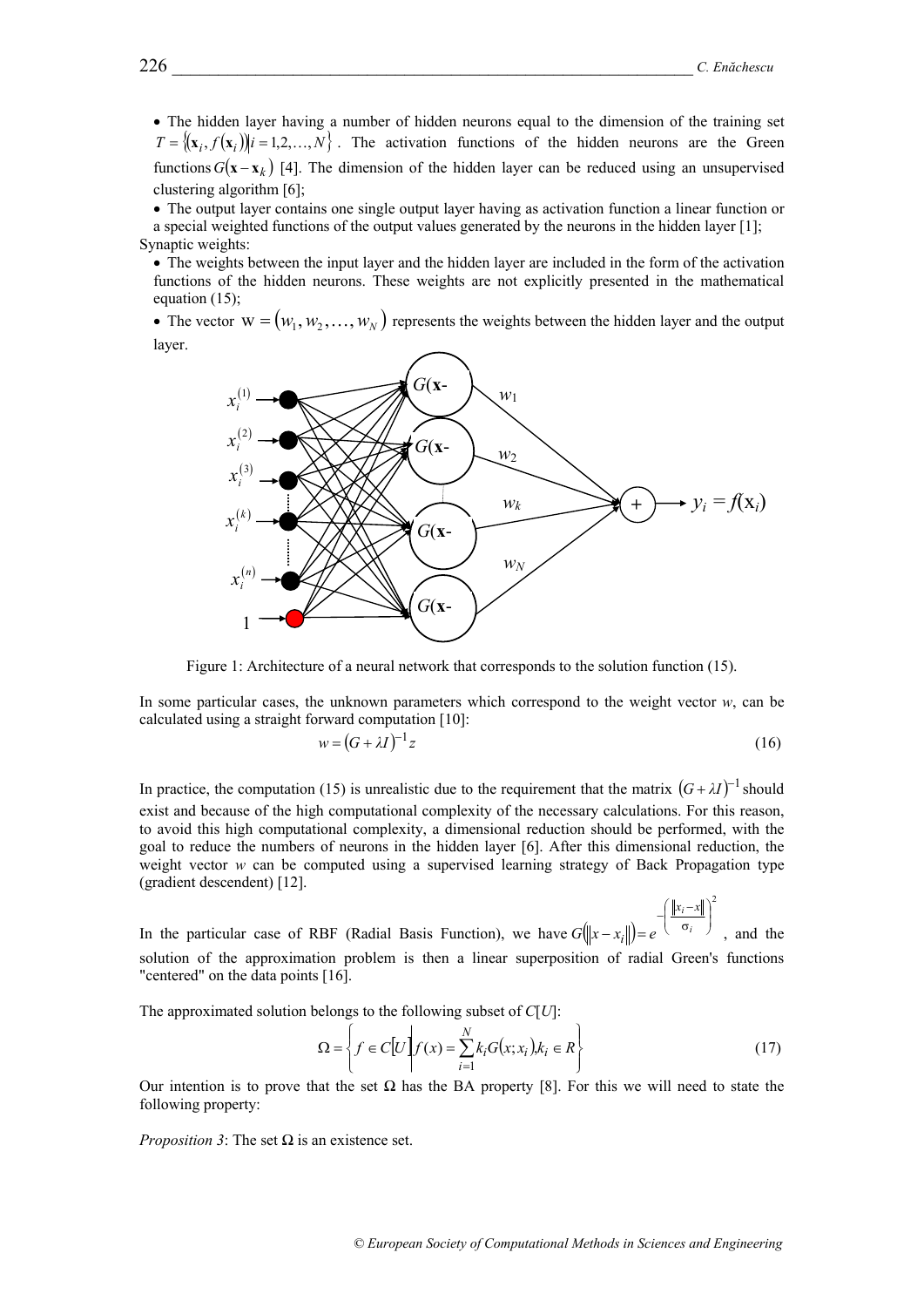- The hidden layer having a number of hidden neurons equal to the dimension of the training set $T = \{(\mathbf{x}_i, f(\mathbf{x}_i)) | i = 1,2,\ldots,N\}$. The activation functions of the hidden neurons are the Green functions $G(\mathbf{x} - \mathbf{x}_k)$ [4]. The dimension of the hidden layer can be reduced using an unsupervised clustering algorithm [6];
- The output layer contains one single output layer having as activation function a linear function or a special weighted functions of the output values generated by the neurons in the hidden layer [1];

Synaptic weights:

- The weights between the input layer and the hidden layer are included in the form of the activation functions of the hidden neurons. These weights are not explicitly presented in the mathematical equation (15);
- The vector $\mathrm{W} = (w_1, w_2, \ldots, w_N)$ represents the weights between the hidden layer and the output layer.

Figure 1: Architecture of a neural network that corresponds to the solution function (15).

In some particular cases, the unknown parameters which correspond to the weight vector *w*, can be calculated using a straight forward computation [10]:

$$w = (G + \lambda I)^{-1} z \tag{16}$$

In practice, the computation (15) is unrealistic due to the requirement that the matrix $(G + \lambda I)^{-1}$ should exist and because of the high computational complexity of the necessary calculations. For this reason, to avoid this high computational complexity, a dimensional reduction should be performed, with the goal to reduce the numbers of neurons in the hidden layer [6]. After this dimensional reduction, the weight vector *w* can be computed using a supervised learning strategy of Back Propagation type (gradient descendent) [12].

In the particular case of RBF (Radial Basis Function), we have $G(\|x - x_i\|) = e^{-\left(\frac{\|x_i - x\|}{\sigma_i}\right)^2}$, and the solution of the approximation problem is then a linear superposition of radial Green's functions "centered" on the data points [16].

The approximated solution belongs to the following subset of $C[U]$:

$$\Omega = \left\{ f \in C[U] \,\middle|\, f(x) = \sum_{i=1}^{N} k_i G(x; x_i), k_i \in R \right\} \tag{17}$$

Our intention is to prove that the set $\Omega$ has the BA property [8]. For this we will need to state the following property:

*Proposition 3*: The set $\Omega$ is an existence set.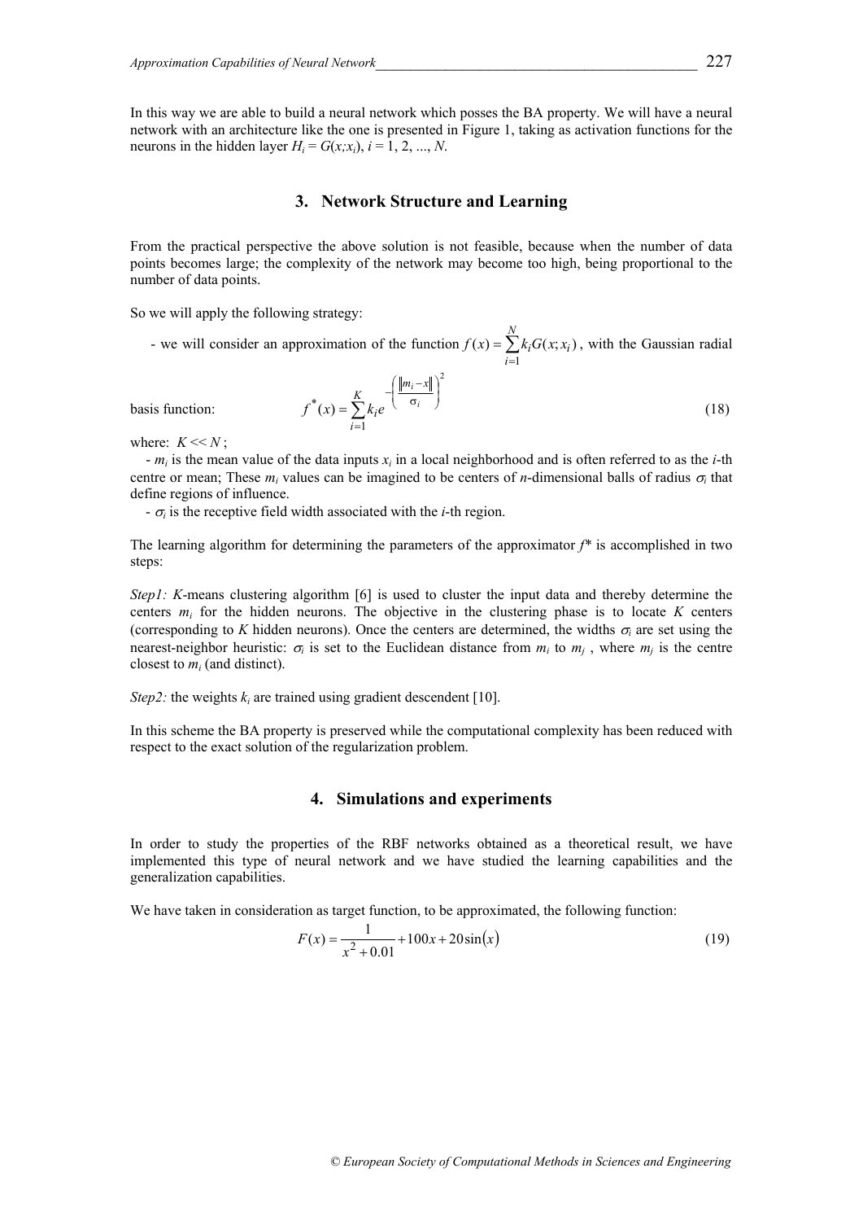In this way we are able to build a neural network which posses the BA property. We will have a neural network with an architecture like the one is presented in Figure 1, taking as activation functions for the neurons in the hidden layer $H_i = G(x;x_i)$, $i = 1, 2, ..., N$.

## 3. Network Structure and Learning

From the practical perspective the above solution is not feasible, because when the number of data points becomes large; the complexity of the network may become too high, being proportional to the number of data points.

So we will apply the following strategy:

- we will consider an approximation of the function $f(x) = \sum_{i=1}^{N} k_i G(x;x_i)$, with the Gaussian radial basis function:

$$f^*(x) = \sum_{i=1}^{K} k_i e^{-\left(\frac{\|m_i - x\|}{\sigma_i}\right)^2} \tag{18}$$

where: $K << N$;

- $m_i$ is the mean value of the data inputs $x_i$ in a local neighborhood and is often referred to as the *i*-th centre or mean; These $m_i$ values can be imagined to be centers of *n*-dimensional balls of radius $\sigma_i$ that define regions of influence.
- $\sigma_i$ is the receptive field width associated with the *i*-th region.

The learning algorithm for determining the parameters of the approximator $f^*$ is accomplished in two steps:

*Step1:* *K*-means clustering algorithm [6] is used to cluster the input data and thereby determine the centers $m_i$ for the hidden neurons. The objective in the clustering phase is to locate *K* centers (corresponding to *K* hidden neurons). Once the centers are determined, the widths $\sigma_i$ are set using the nearest-neighbor heuristic: $\sigma_i$ is set to the Euclidean distance from $m_i$ to $m_j$ , where $m_j$ is the centre closest to $m_i$ (and distinct).

*Step2:* the weights $k_i$ are trained using gradient descendent [10].

In this scheme the BA property is preserved while the computational complexity has been reduced with respect to the exact solution of the regularization problem.

## 4. Simulations and experiments

In order to study the properties of the RBF networks obtained as a theoretical result, we have implemented this type of neural network and we have studied the learning capabilities and the generalization capabilities.

We have taken in consideration as target function, to be approximated, the following function:

$$F(x) = \frac{1}{x^2 + 0.01} + 100x + 20\sin(x) \tag{19}$$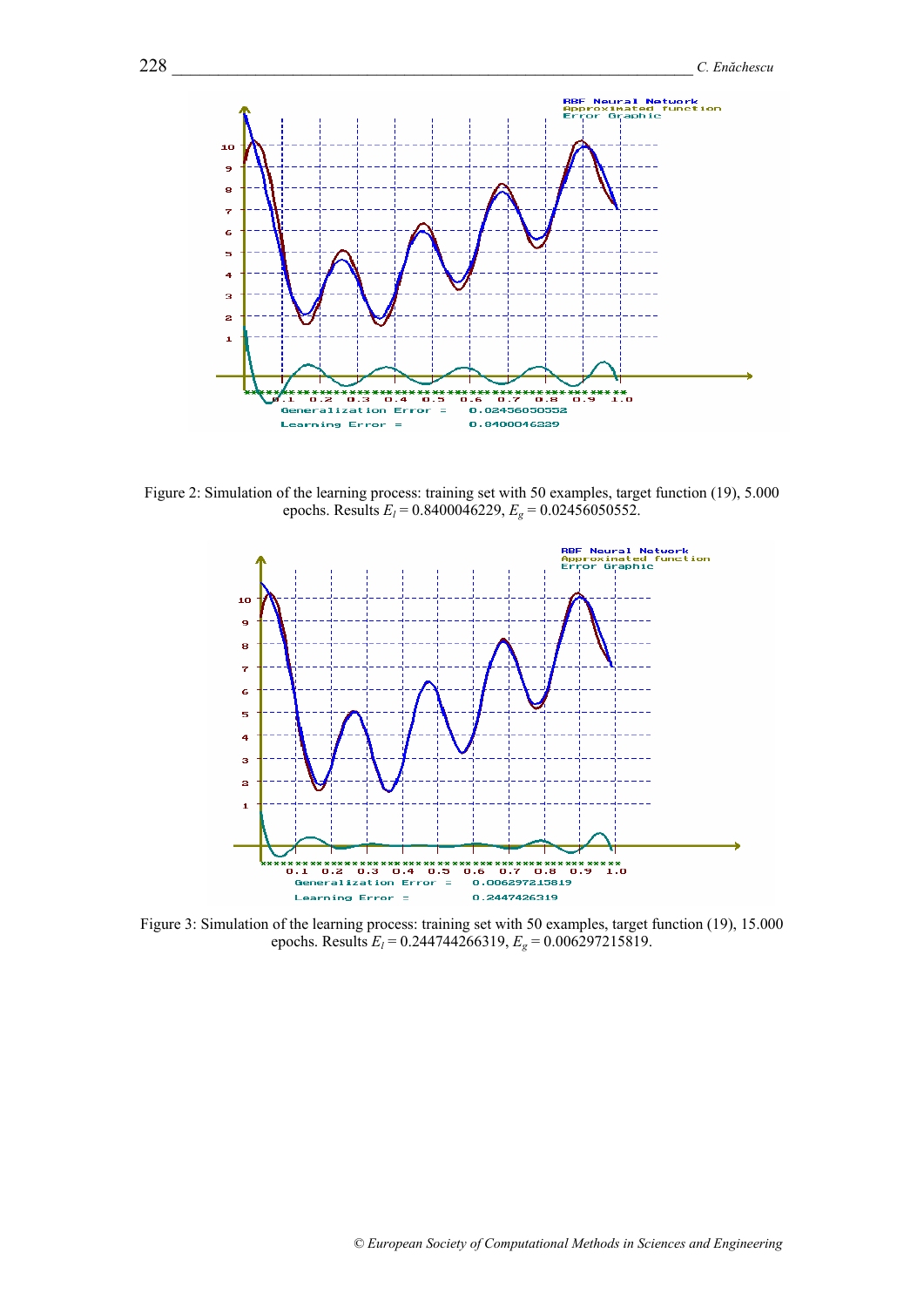Figure 2: Simulation of the learning process: training set with 50 examples, target function (19), 5.000 epochs. Results $E_l = 0.8400046229$, $E_g = 0.02456050552$.

Figure 3: Simulation of the learning process: training set with 50 examples, target function (19), 15.000 epochs. Results $E_l = 0.244744266319$, $E_g = 0.006297215819$.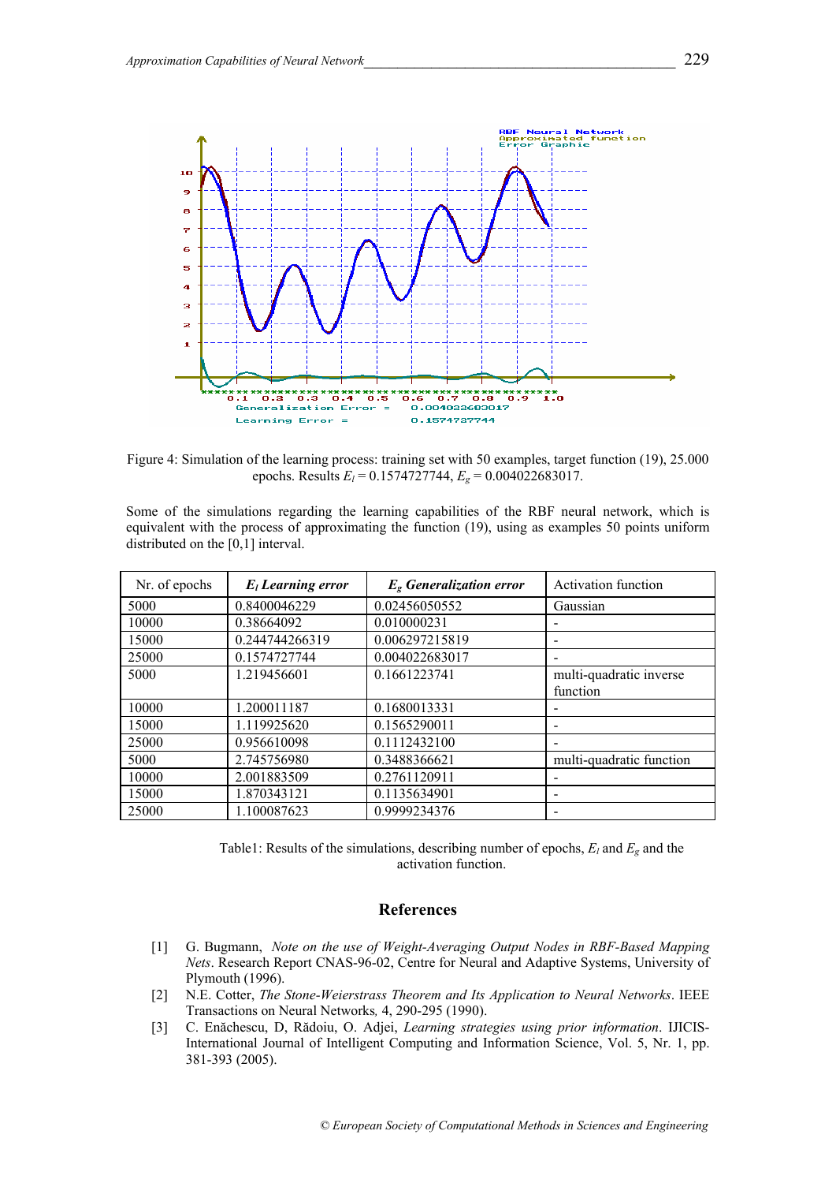Figure 4: Simulation of the learning process: training set with 50 examples, target function (19), 25.000 epochs. Results $E_l = 0.1574727744$, $E_g = 0.004022683017$.

Some of the simulations regarding the learning capabilities of the RBF neural network, which is equivalent with the process of approximating the function (19), using as examples 50 points uniform distributed on the [0,1] interval.

| Nr. of epochs | $E_l$ *Learning error* | $E_g$ *Generalization error* | Activation function |
|---|---|---|---|
| 5000 | 0.8400046229 | 0.02456050552 | Gaussian |
| 10000 | 0.38664092 | 0.010000231 | - |
| 15000 | 0.244744266319 | 0.006297215819 | - |
| 25000 | 0.1574727744 | 0.004022683017 | - |
| 5000 | 1.219456601 | 0.1661223741 | multi-quadratic inverse function |
| 10000 | 1.200011187 | 0.1680013331 | - |
| 15000 | 1.119925620 | 0.1565290011 | - |
| 25000 | 0.956610098 | 0.1112432100 | - |
| 5000 | 2.745756980 | 0.3488366621 | multi-quadratic function |
| 10000 | 2.001883509 | 0.2761120911 | - |
| 15000 | 1.870343121 | 0.1135634901 | - |
| 25000 | 1.100087623 | 0.9999234376 | - |

Table1: Results of the simulations, describing number of epochs, $E_l$ and $E_g$ and the activation function.

## References

[1] G. Bugmann, *Note on the use of Weight-Averaging Output Nodes in RBF-Based Mapping Nets*. Research Report CNAS-96-02, Centre for Neural and Adaptive Systems, University of Plymouth (1996).

[2] N.E. Cotter, *The Stone-Weierstrass Theorem and Its Application to Neural Networks*. IEEE Transactions on Neural Networks*,* 4, 290-295 (1990).

[3] C. Enăchescu, D, Rădoiu, O. Adjei, *Learning strategies using prior information*. IJICIS-International Journal of Intelligent Computing and Information Science, Vol. 5, Nr. 1, pp. 381-393 (2005).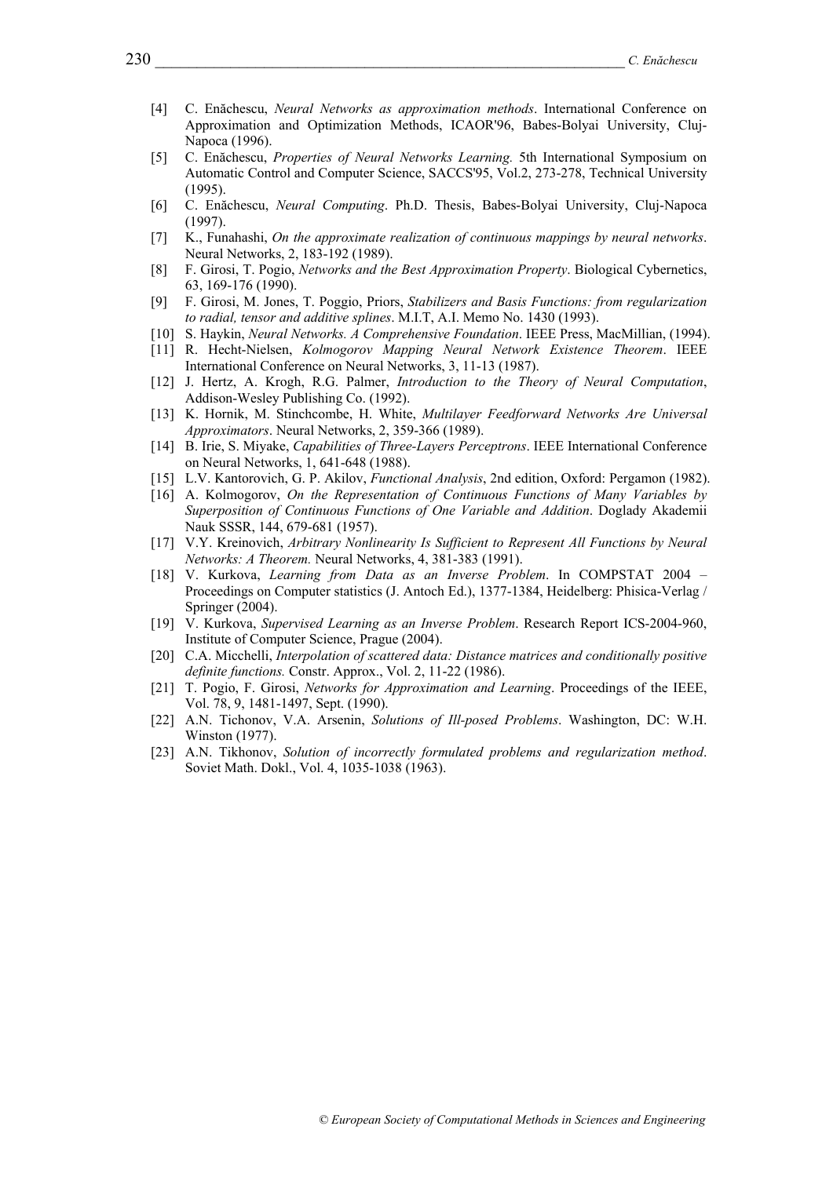[4] C. Enăchescu, *Neural Networks as approximation methods*. International Conference on Approximation and Optimization Methods, ICAOR'96, Babes-Bolyai University, Cluj-Napoca (1996).

[5] C. Enăchescu, *Properties of Neural Networks Learning.* 5th International Symposium on Automatic Control and Computer Science, SACCS'95, Vol.2, 273-278, Technical University (1995).

[6] C. Enăchescu, *Neural Computing*. Ph.D. Thesis, Babes-Bolyai University, Cluj-Napoca (1997).

[7] K., Funahashi, *On the approximate realization of continuous mappings by neural networks*. Neural Networks, 2, 183-192 (1989).

[8] F. Girosi, T. Pogio, *Networks and the Best Approximation Property*. Biological Cybernetics, 63, 169-176 (1990).

[9] F. Girosi, M. Jones, T. Poggio, Priors, *Stabilizers and Basis Functions: from regularization to radial, tensor and additive splines*. M.I.T, A.I. Memo No. 1430 (1993).

[10] S. Haykin, *Neural Networks. A Comprehensive Foundation*. IEEE Press, MacMillian, (1994).

[11] R. Hecht-Nielsen, *Kolmogorov Mapping Neural Network Existence Theorem*. IEEE International Conference on Neural Networks, 3, 11-13 (1987).

[12] J. Hertz, A. Krogh, R.G. Palmer, *Introduction to the Theory of Neural Computation*, Addison-Wesley Publishing Co. (1992).

[13] K. Hornik, M. Stinchcombe, H. White, *Multilayer Feedforward Networks Are Universal Approximators*. Neural Networks, 2, 359-366 (1989).

[14] B. Irie, S. Miyake, *Capabilities of Three-Layers Perceptrons*. IEEE International Conference on Neural Networks, 1, 641-648 (1988).

[15] L.V. Kantorovich, G. P. Akilov, *Functional Analysis*, 2nd edition, Oxford: Pergamon (1982).

[16] A. Kolmogorov, *On the Representation of Continuous Functions of Many Variables by Superposition of Continuous Functions of One Variable and Addition*. Doglady Akademii Nauk SSSR, 144, 679-681 (1957).

[17] V.Y. Kreinovich, *Arbitrary Nonlinearity Is Sufficient to Represent All Functions by Neural Networks: A Theorem.* Neural Networks, 4, 381-383 (1991).

[18] V. Kurkova, *Learning from Data as an Inverse Problem*. In COMPSTAT 2004 – Proceedings on Computer statistics (J. Antoch Ed.), 1377-1384, Heidelberg: Phisica-Verlag / Springer (2004).

[19] V. Kurkova, *Supervised Learning as an Inverse Problem*. Research Report ICS-2004-960, Institute of Computer Science, Prague (2004).

[20] C.A. Micchelli, *Interpolation of scattered data: Distance matrices and conditionally positive definite functions.* Constr. Approx., Vol. 2, 11-22 (1986).

[21] T. Pogio, F. Girosi, *Networks for Approximation and Learning*. Proceedings of the IEEE, Vol. 78, 9, 1481-1497, Sept. (1990).

[22] A.N. Tichonov, V.A. Arsenin, *Solutions of Ill-posed Problems*. Washington, DC: W.H. Winston (1977).

[23] A.N. Tikhonov, *Solution of incorrectly formulated problems and regularization method*. Soviet Math. Dokl., Vol. 4, 1035-1038 (1963).